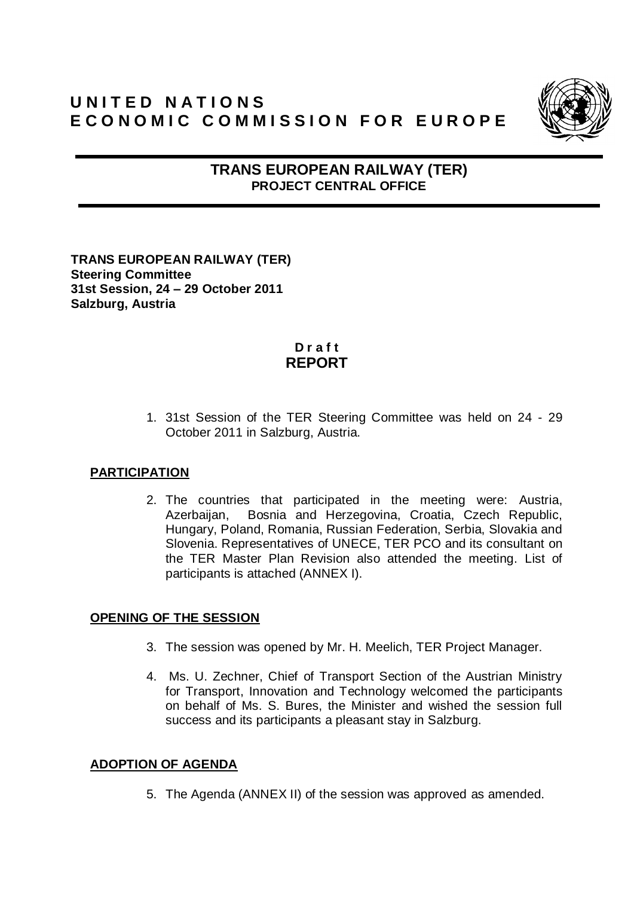# UNITED NATIONS
# ECONOMIC COMMISSION FOR EUROPE

## TRANS EUROPEAN RAILWAY (TER)
### PROJECT CENTRAL OFFICE

**TRANS EUROPEAN RAILWAY (TER)**
**Steering Committee**
**31st Session, 24 – 29 October 2011**
**Salzburg, Austria**

**D r a f t**
## REPORT

1. 31st Session of the TER Steering Committee was held on 24 - 29 October 2011 in Salzburg, Austria.

### PARTICIPATION

2. The countries that participated in the meeting were: Austria, Azerbaijan, Bosnia and Herzegovina, Croatia, Czech Republic, Hungary, Poland, Romania, Russian Federation, Serbia, Slovakia and Slovenia. Representatives of UNECE, TER PCO and its consultant on the TER Master Plan Revision also attended the meeting. List of participants is attached (ANNEX I).

### OPENING OF THE SESSION

3. The session was opened by Mr. H. Meelich, TER Project Manager.

4. Ms. U. Zechner, Chief of Transport Section of the Austrian Ministry for Transport, Innovation and Technology welcomed the participants on behalf of Ms. S. Bures, the Minister and wished the session full success and its participants a pleasant stay in Salzburg.

### ADOPTION OF AGENDA

5. The Agenda (ANNEX II) of the session was approved as amended.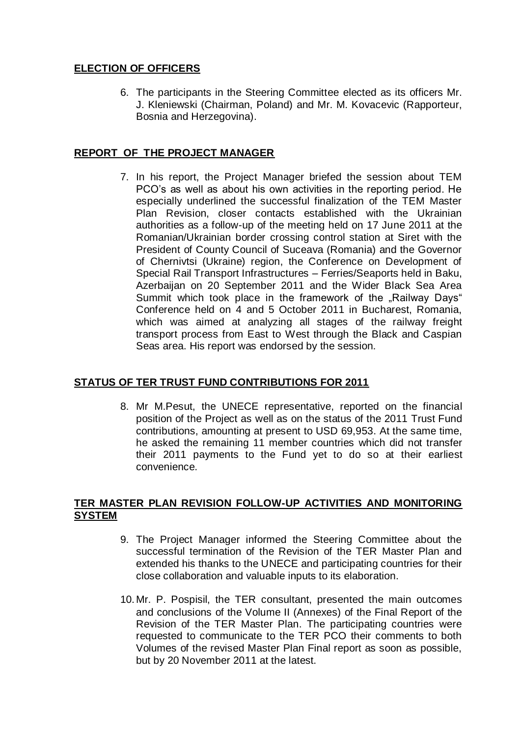**ELECTION OF OFFICERS**

6. The participants in the Steering Committee elected as its officers Mr. J. Kleniewski (Chairman, Poland) and Mr. M. Kovacevic (Rapporteur, Bosnia and Herzegovina).

**REPORT OF THE PROJECT MANAGER**

7. In his report, the Project Manager briefed the session about TEM PCO's as well as about his own activities in the reporting period. He especially underlined the successful finalization of the TEM Master Plan Revision, closer contacts established with the Ukrainian authorities as a follow-up of the meeting held on 17 June 2011 at the Romanian/Ukrainian border crossing control station at Siret with the President of County Council of Suceava (Romania) and the Governor of Chernivtsi (Ukraine) region, the Conference on Development of Special Rail Transport Infrastructures – Ferries/Seaports held in Baku, Azerbaijan on 20 September 2011 and the Wider Black Sea Area Summit which took place in the framework of the „Railway Days" Conference held on 4 and 5 October 2011 in Bucharest, Romania, which was aimed at analyzing all stages of the railway freight transport process from East to West through the Black and Caspian Seas area. His report was endorsed by the session.

**STATUS OF TER TRUST FUND CONTRIBUTIONS FOR 2011**

8. Mr M.Pesut, the UNECE representative, reported on the financial position of the Project as well as on the status of the 2011 Trust Fund contributions, amounting at present to USD 69,953. At the same time, he asked the remaining 11 member countries which did not transfer their 2011 payments to the Fund yet to do so at their earliest convenience.

**TER MASTER PLAN REVISION FOLLOW-UP ACTIVITIES AND MONITORING SYSTEM**

9. The Project Manager informed the Steering Committee about the successful termination of the Revision of the TER Master Plan and extended his thanks to the UNECE and participating countries for their close collaboration and valuable inputs to its elaboration.

10. Mr. P. Pospisil, the TER consultant, presented the main outcomes and conclusions of the Volume II (Annexes) of the Final Report of the Revision of the TER Master Plan. The participating countries were requested to communicate to the TER PCO their comments to both Volumes of the revised Master Plan Final report as soon as possible, but by 20 November 2011 at the latest.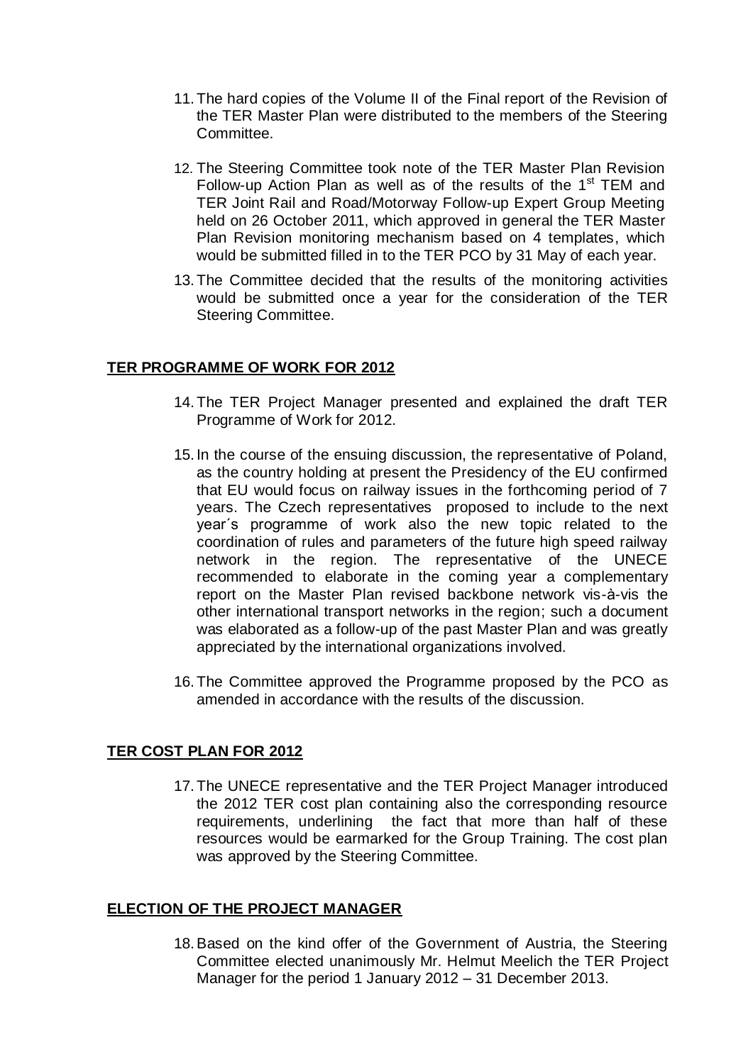11. The hard copies of the Volume II of the Final report of the Revision of the TER Master Plan were distributed to the members of the Steering Committee.

12. The Steering Committee took note of the TER Master Plan Revision Follow-up Action Plan as well as of the results of the 1st TEM and TER Joint Rail and Road/Motorway Follow-up Expert Group Meeting held on 26 October 2011, which approved in general the TER Master Plan Revision monitoring mechanism based on 4 templates, which would be submitted filled in to the TER PCO by 31 May of each year.

13. The Committee decided that the results of the monitoring activities would be submitted once a year for the consideration of the TER Steering Committee.

## TER PROGRAMME OF WORK FOR 2012

14. The TER Project Manager presented and explained the draft TER Programme of Work for 2012.

15. In the course of the ensuing discussion, the representative of Poland, as the country holding at present the Presidency of the EU confirmed that EU would focus on railway issues in the forthcoming period of 7 years. The Czech representatives proposed to include to the next year´s programme of work also the new topic related to the coordination of rules and parameters of the future high speed railway network in the region. The representative of the UNECE recommended to elaborate in the coming year a complementary report on the Master Plan revised backbone network vis-à-vis the other international transport networks in the region; such a document was elaborated as a follow-up of the past Master Plan and was greatly appreciated by the international organizations involved.

16. The Committee approved the Programme proposed by the PCO as amended in accordance with the results of the discussion.

## TER COST PLAN FOR 2012

17. The UNECE representative and the TER Project Manager introduced the 2012 TER cost plan containing also the corresponding resource requirements, underlining the fact that more than half of these resources would be earmarked for the Group Training. The cost plan was approved by the Steering Committee.

## ELECTION OF THE PROJECT MANAGER

18. Based on the kind offer of the Government of Austria, the Steering Committee elected unanimously Mr. Helmut Meelich the TER Project Manager for the period 1 January 2012 – 31 December 2013.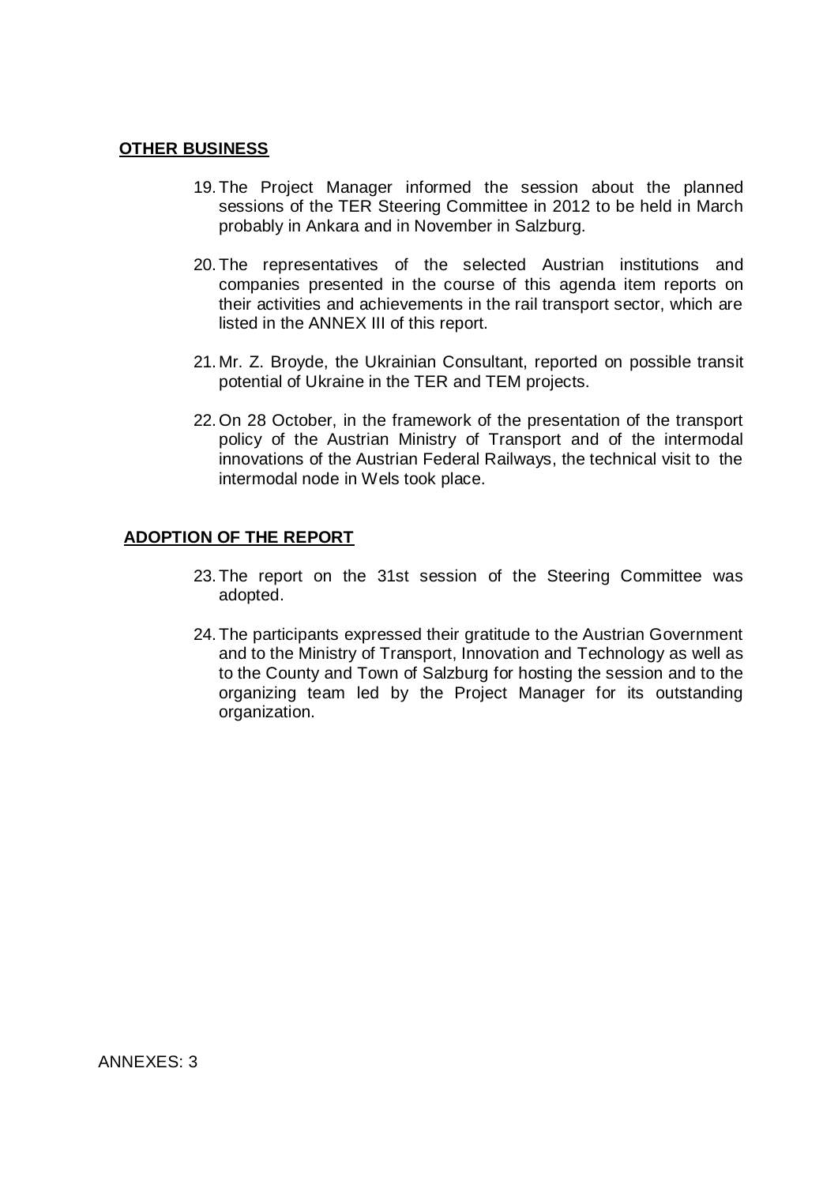## OTHER BUSINESS

19. The Project Manager informed the session about the planned sessions of the TER Steering Committee in 2012 to be held in March probably in Ankara and in November in Salzburg.

20. The representatives of the selected Austrian institutions and companies presented in the course of this agenda item reports on their activities and achievements in the rail transport sector, which are listed in the ANNEX III of this report.

21. Mr. Z. Broyde, the Ukrainian Consultant, reported on possible transit potential of Ukraine in the TER and TEM projects.

22. On 28 October, in the framework of the presentation of the transport policy of the Austrian Ministry of Transport and of the intermodal innovations of the Austrian Federal Railways, the technical visit to the intermodal node in Wels took place.

## ADOPTION OF THE REPORT

23. The report on the 31st session of the Steering Committee was adopted.

24. The participants expressed their gratitude to the Austrian Government and to the Ministry of Transport, Innovation and Technology as well as to the County and Town of Salzburg for hosting the session and to the organizing team led by the Project Manager for its outstanding organization.

ANNEXES: 3